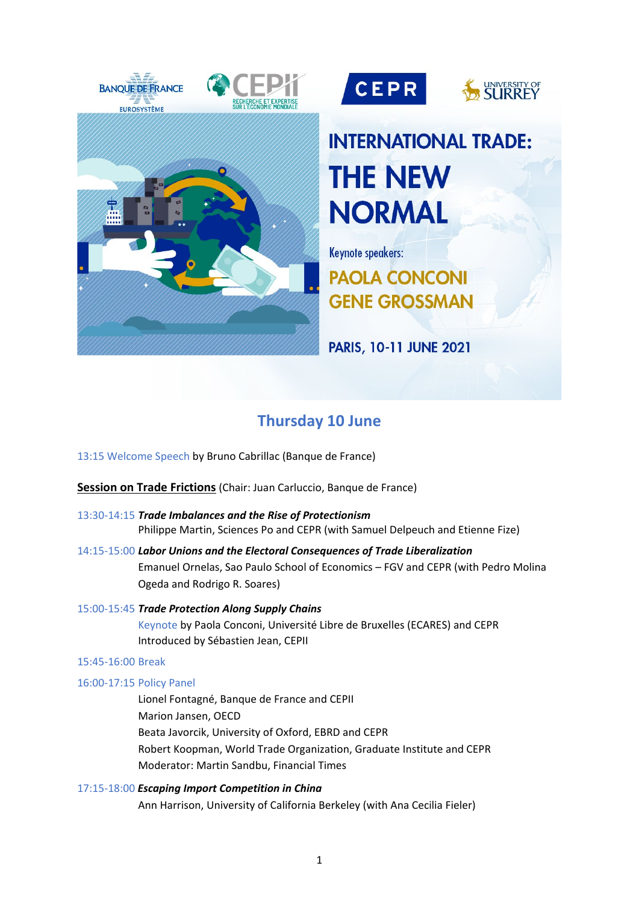BANQUE DE FRANCE EUROSYSTÈME · CEPII RECHERCHE ET EXPERTISE SUR L'ÉCONOMIE MONDIALE · CEPR · UNIVERSITY OF SURREY

# INTERNATIONAL TRADE: THE NEW NORMAL

Keynote speakers:

**PAOLA CONCONI**
**GENE GROSSMAN**

PARIS, 10-11 JUNE 2021

## Thursday 10 June

13:15 Welcome Speech by Bruno Cabrillac (Banque de France)

**Session on Trade Frictions** (Chair: Juan Carluccio, Banque de France)

13:30-14:15 ***Trade Imbalances and the Rise of Protectionism***
Philippe Martin, Sciences Po and CEPR (with Samuel Delpeuch and Etienne Fize)

14:15-15:00 ***Labor Unions and the Electoral Consequences of Trade Liberalization***
Emanuel Ornelas, Sao Paulo School of Economics – FGV and CEPR (with Pedro Molina Ogeda and Rodrigo R. Soares)

15:00-15:45 ***Trade Protection Along Supply Chains***
Keynote by Paola Conconi, Université Libre de Bruxelles (ECARES) and CEPR
Introduced by Sébastien Jean, CEPII

15:45-16:00 Break

16:00-17:15 Policy Panel
Lionel Fontagné, Banque de France and CEPII
Marion Jansen, OECD
Beata Javorcik, University of Oxford, EBRD and CEPR
Robert Koopman, World Trade Organization, Graduate Institute and CEPR
Moderator: Martin Sandbu, Financial Times

17:15-18:00 ***Escaping Import Competition in China***
Ann Harrison, University of California Berkeley (with Ana Cecilia Fieler)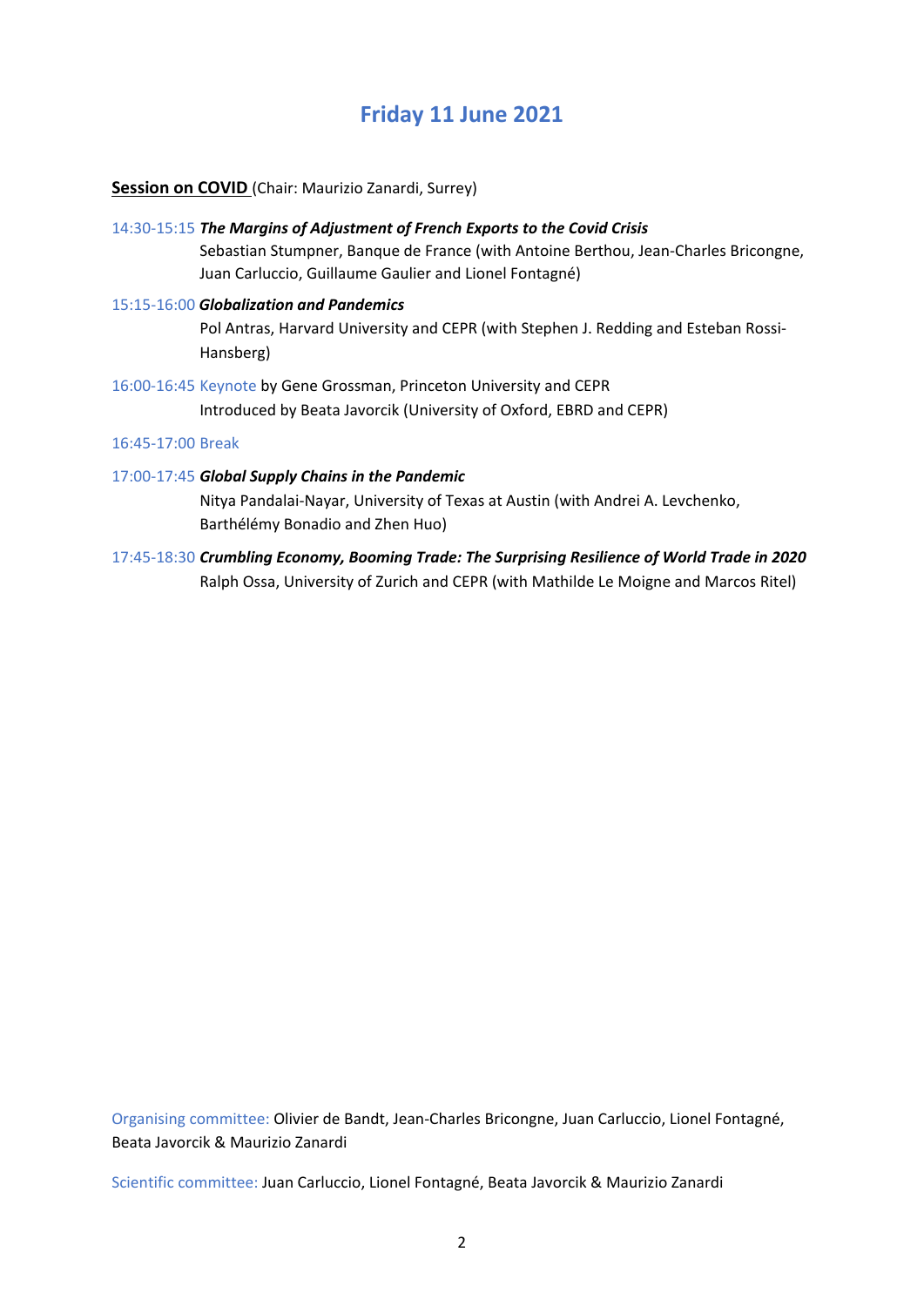## Friday 11 June 2021

**Session on COVID** (Chair: Maurizio Zanardi, Surrey)

14:30-15:15 ***The Margins of Adjustment of French Exports to the Covid Crisis***
Sebastian Stumpner, Banque de France (with Antoine Berthou, Jean-Charles Bricongne, Juan Carluccio, Guillaume Gaulier and Lionel Fontagné)

15:15-16:00 ***Globalization and Pandemics***
Pol Antras, Harvard University and CEPR (with Stephen J. Redding and Esteban Rossi-Hansberg)

16:00-16:45 Keynote by Gene Grossman, Princeton University and CEPR
Introduced by Beata Javorcik (University of Oxford, EBRD and CEPR)

16:45-17:00 Break

17:00-17:45 ***Global Supply Chains in the Pandemic***
Nitya Pandalai-Nayar, University of Texas at Austin (with Andrei A. Levchenko, Barthélémy Bonadio and Zhen Huo)

17:45-18:30 ***Crumbling Economy, Booming Trade: The Surprising Resilience of World Trade in 2020***
Ralph Ossa, University of Zurich and CEPR (with Mathilde Le Moigne and Marcos Ritel)

Organising committee: Olivier de Bandt, Jean-Charles Bricongne, Juan Carluccio, Lionel Fontagné, Beata Javorcik & Maurizio Zanardi

Scientific committee: Juan Carluccio, Lionel Fontagné, Beata Javorcik & Maurizio Zanardi